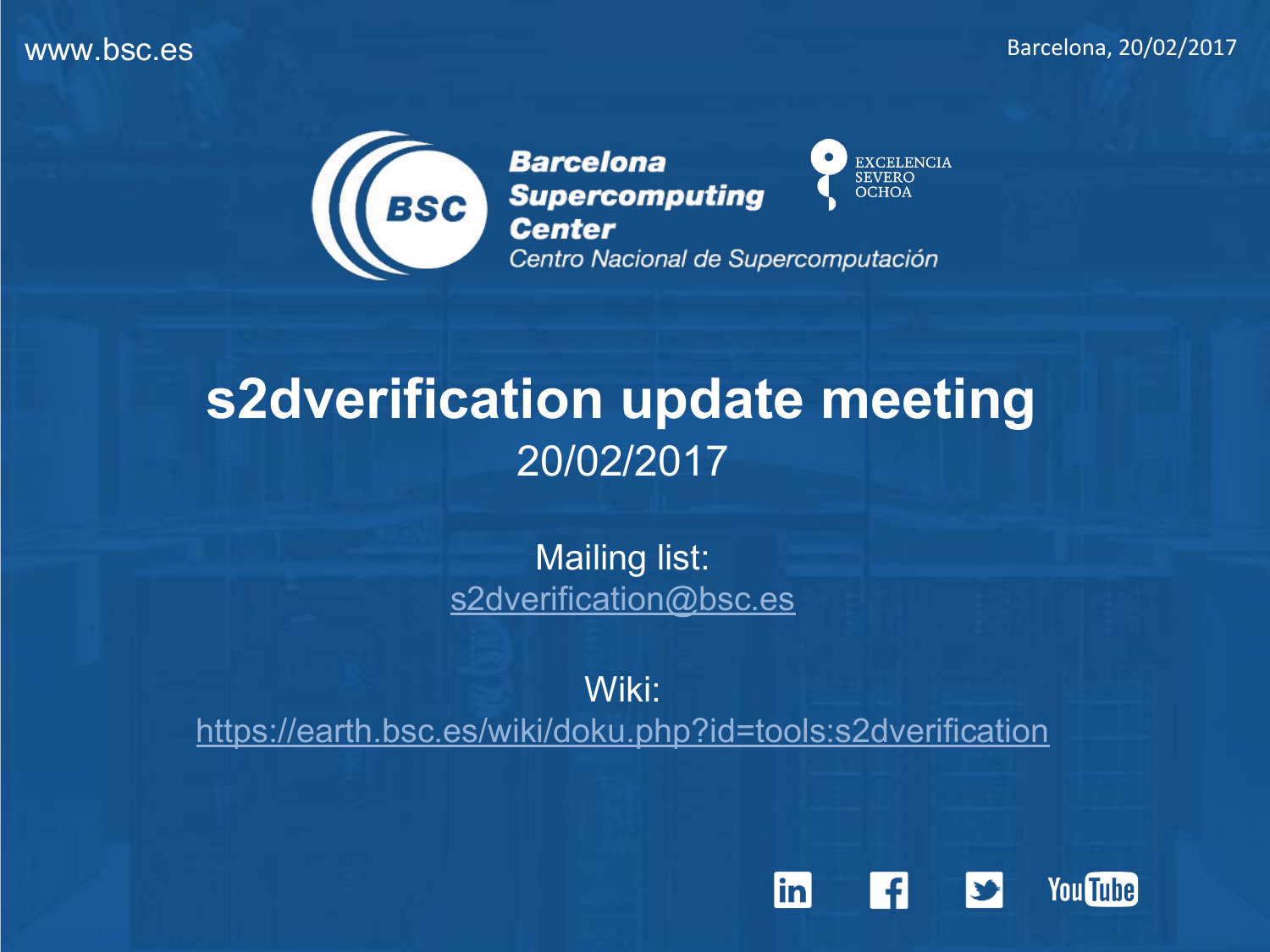www.bsc.es

Barcelona, 20/02/2017

**Barcelona Supercomputing Center**
*Centro Nacional de Supercomputación*

EXCELENCIA SEVERO OCHOA

# s2dverification update meeting

20/02/2017

Mailing list:
s2dverification@bsc.es

Wiki:
https://earth.bsc.es/wiki/doku.php?id=tools:s2dverification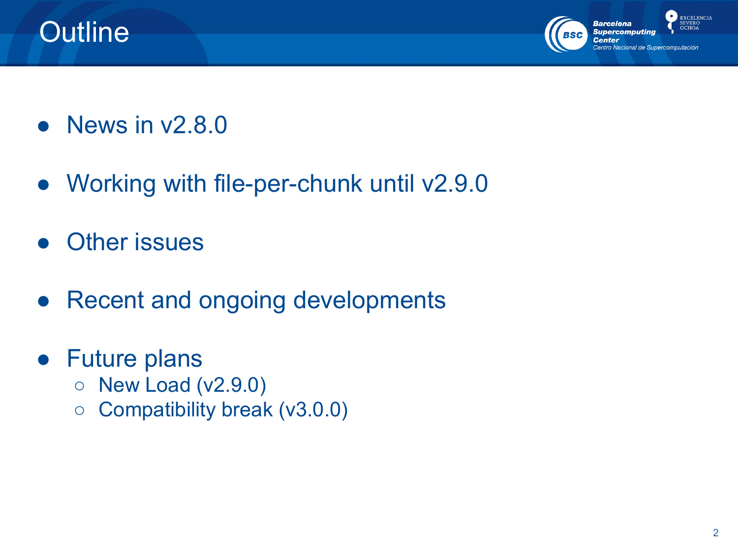# Outline

- News in v2.8.0
- Working with file-per-chunk until v2.9.0
- Other issues
- Recent and ongoing developments
- Future plans
  - New Load (v2.9.0)
  - Compatibility break (v3.0.0)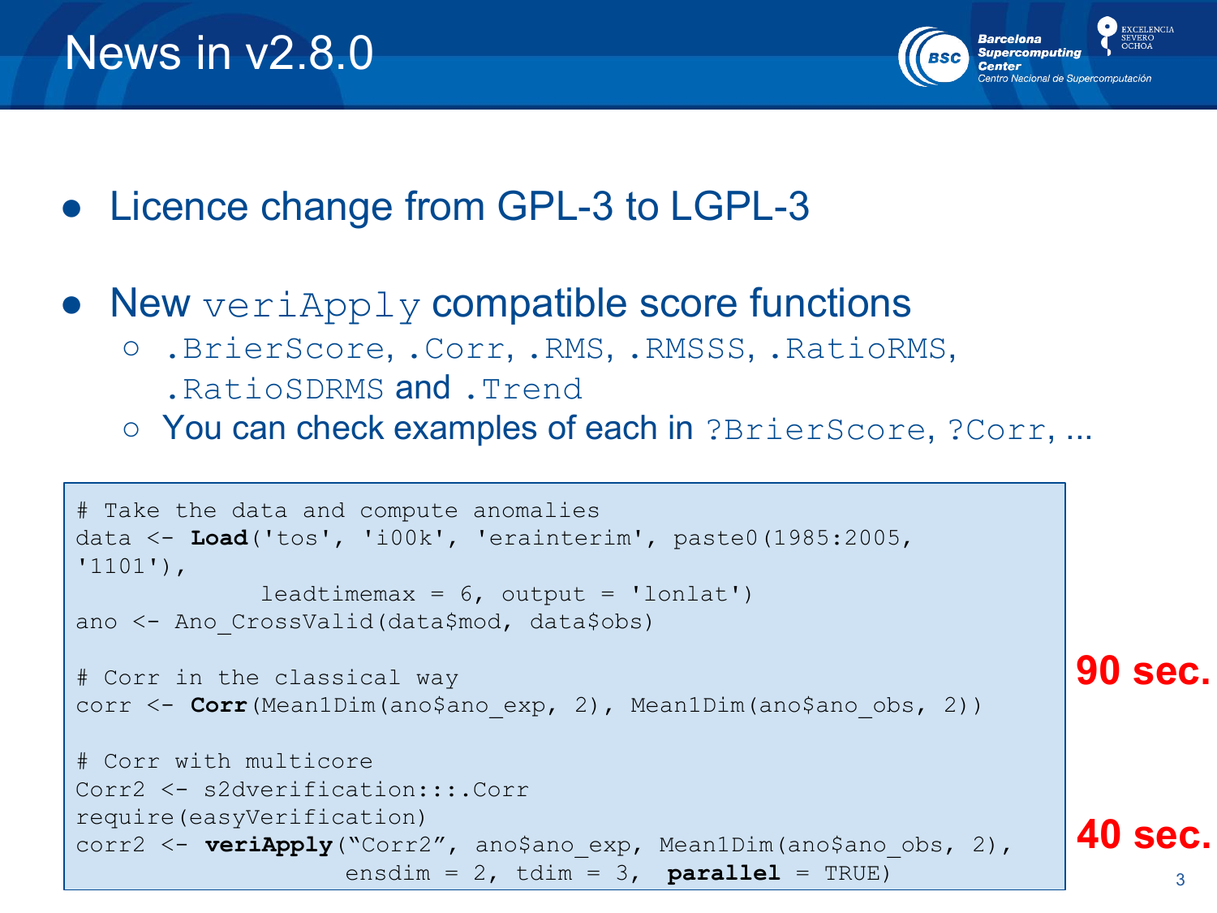# News in v2.8.0

- Licence change from GPL-3 to LGPL-3
- New `veriApply` compatible score functions
  - `.BrierScore`, `.Corr`, `.RMS`, `.RMSSS`, `.RatioRMS`, `.RatioSDRMS` and `.Trend`
  - You can check examples of each in `?BrierScore`, `?Corr`, ...

```
# Take the data and compute anomalies
data <- Load('tos', 'i00k', 'erainterim', paste0(1985:2005,
'1101'),
             leadtimemax = 6, output = 'lonlat')
ano <- Ano_CrossValid(data$mod, data$obs)

# Corr in the classical way
corr <- Corr(Mean1Dim(ano$ano_exp, 2), Mean1Dim(ano$ano_obs, 2))

# Corr with multicore
Corr2 <- s2dverification:::.Corr
require(easyVerification)
corr2 <- veriApply("Corr2", ano$ano_exp, Mean1Dim(ano$ano_obs, 2),
                   ensdim = 2, tdim = 3,  parallel = TRUE)
```

**90 sec.** (Corr in the classical way)

**40 sec.** (Corr with multicore)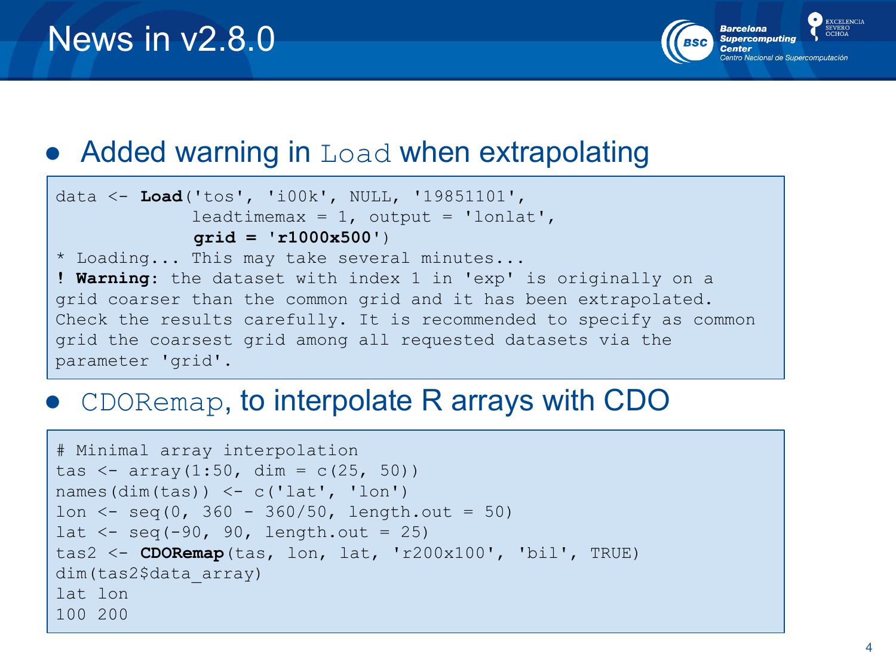# News in v2.8.0

- Added warning in `Load` when extrapolating

```
data <- Load('tos', 'i00k', NULL, '19851101',
             leadtimemax = 1, output = 'lonlat',
             grid = 'r1000x500')
* Loading... This may take several minutes...
! Warning: the dataset with index 1 in 'exp' is originally on a
grid coarser than the common grid and it has been extrapolated.
Check the results carefully. It is recommended to specify as common
grid the coarsest grid among all requested datasets via the
parameter 'grid'.
```

- `CDORemap`, to interpolate R arrays with CDO

```
# Minimal array interpolation
tas <- array(1:50, dim = c(25, 50))
names(dim(tas)) <- c('lat', 'lon')
lon <- seq(0, 360 - 360/50, length.out = 50)
lat <- seq(-90, 90, length.out = 25)
tas2 <- CDORemap(tas, lon, lat, 'r200x100', 'bil', TRUE)
dim(tas2$data_array)
lat lon
100 200
```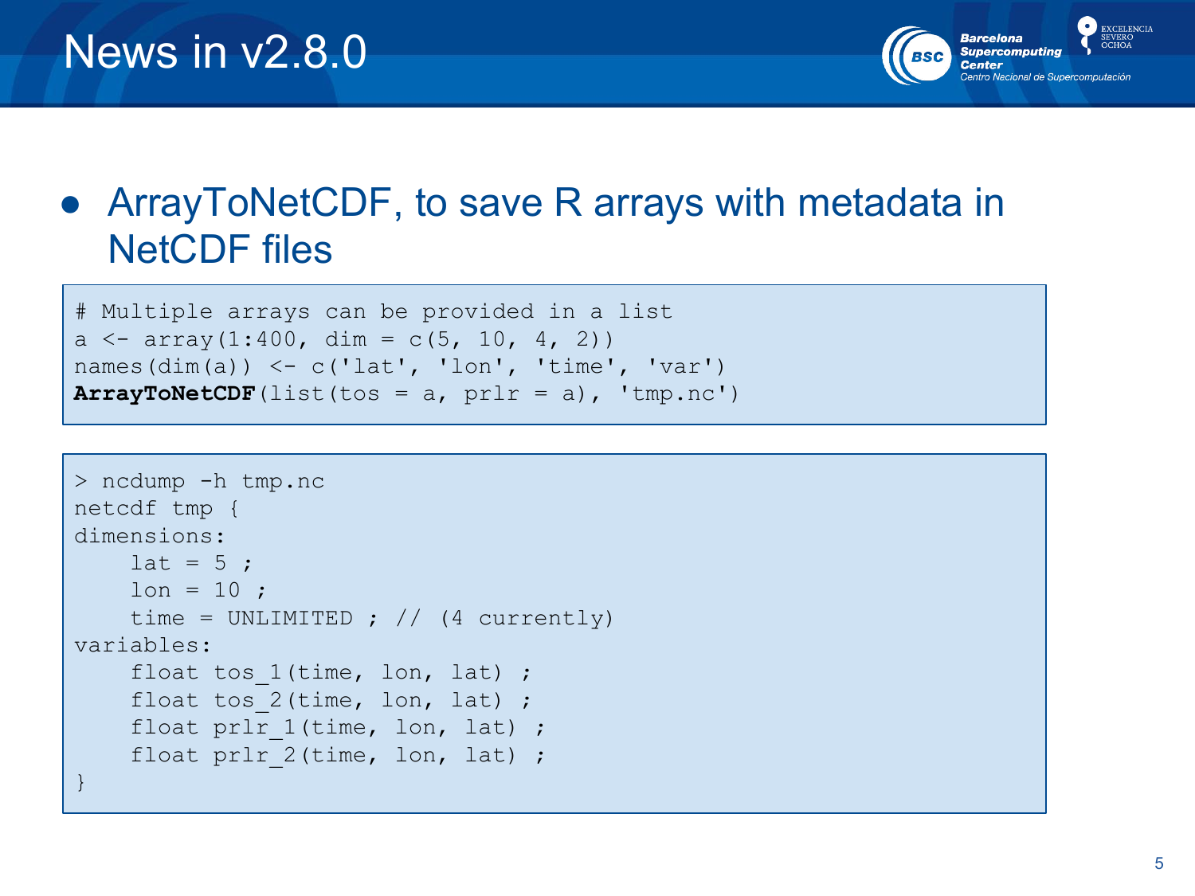# News in v2.8.0

- ArrayToNetCDF, to save R arrays with metadata in NetCDF files

```
# Multiple arrays can be provided in a list
a <- array(1:400, dim = c(5, 10, 4, 2))
names(dim(a)) <- c('lat', 'lon', 'time', 'var')
ArrayToNetCDF(list(tos = a, prlr = a), 'tmp.nc')
```

```
> ncdump -h tmp.nc
netcdf tmp {
dimensions:
    lat = 5 ;
    lon = 10 ;
    time = UNLIMITED ; // (4 currently)
variables:
    float tos_1(time, lon, lat) ;
    float tos_2(time, lon, lat) ;
    float prlr_1(time, lon, lat) ;
    float prlr_2(time, lon, lat) ;
}
```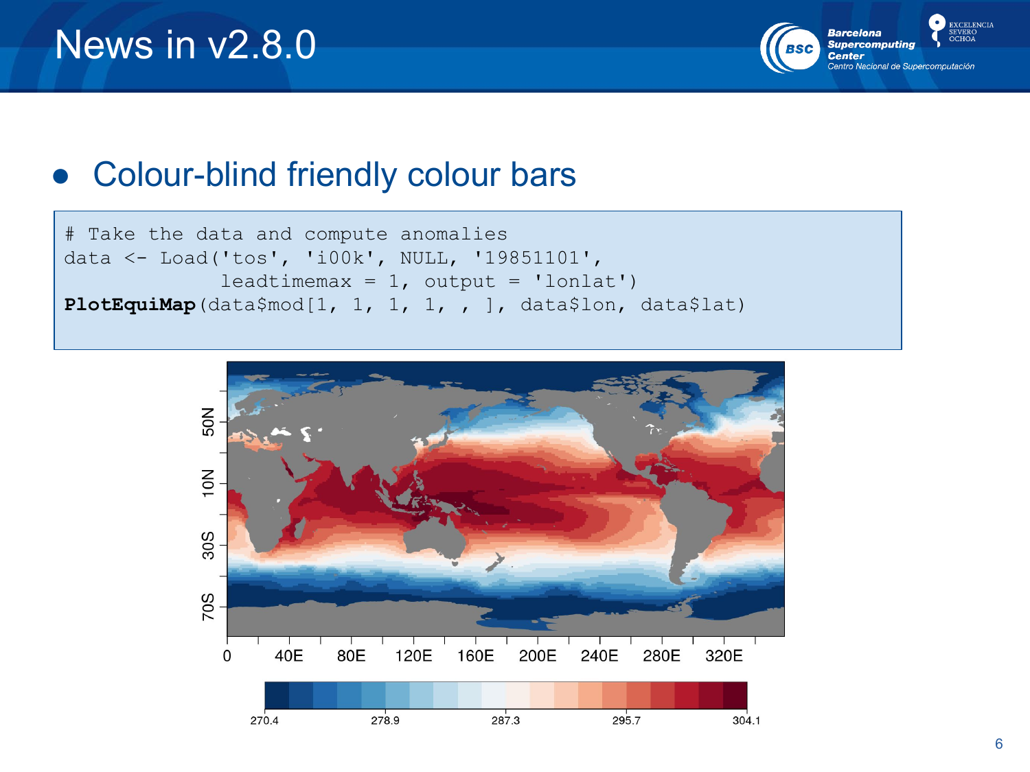# News in v2.8.0

- Colour-blind friendly colour bars

```
# Take the data and compute anomalies
data <- Load('tos', 'i00k', NULL, '19851101',
             leadtimemax = 1, output = 'lonlat')
PlotEquiMap(data$mod[1, 1, 1, 1, , ], data$lon, data$lat)
```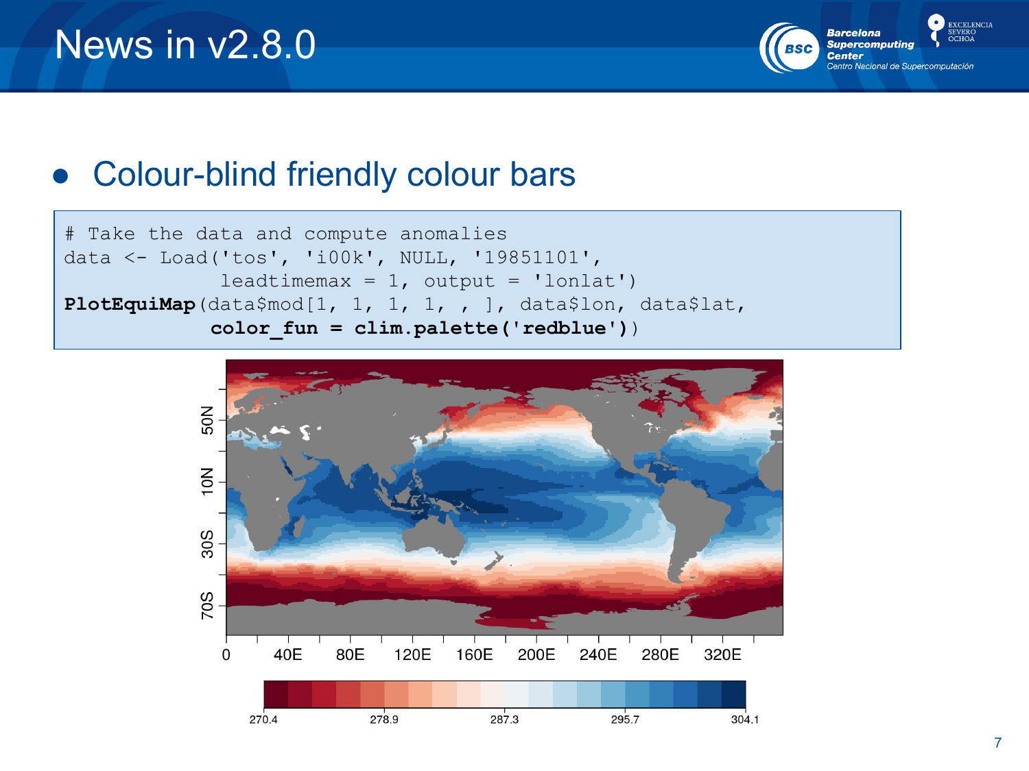# News in v2.8.0

- Colour-blind friendly colour bars

```
# Take the data and compute anomalies
data <- Load('tos', 'i00k', NULL, '19851101',
             leadtimemax = 1, output = 'lonlat')
PlotEquiMap(data$mod[1, 1, 1, 1, , ], data$lon, data$lat,
            color_fun = clim.palette('redblue'))
```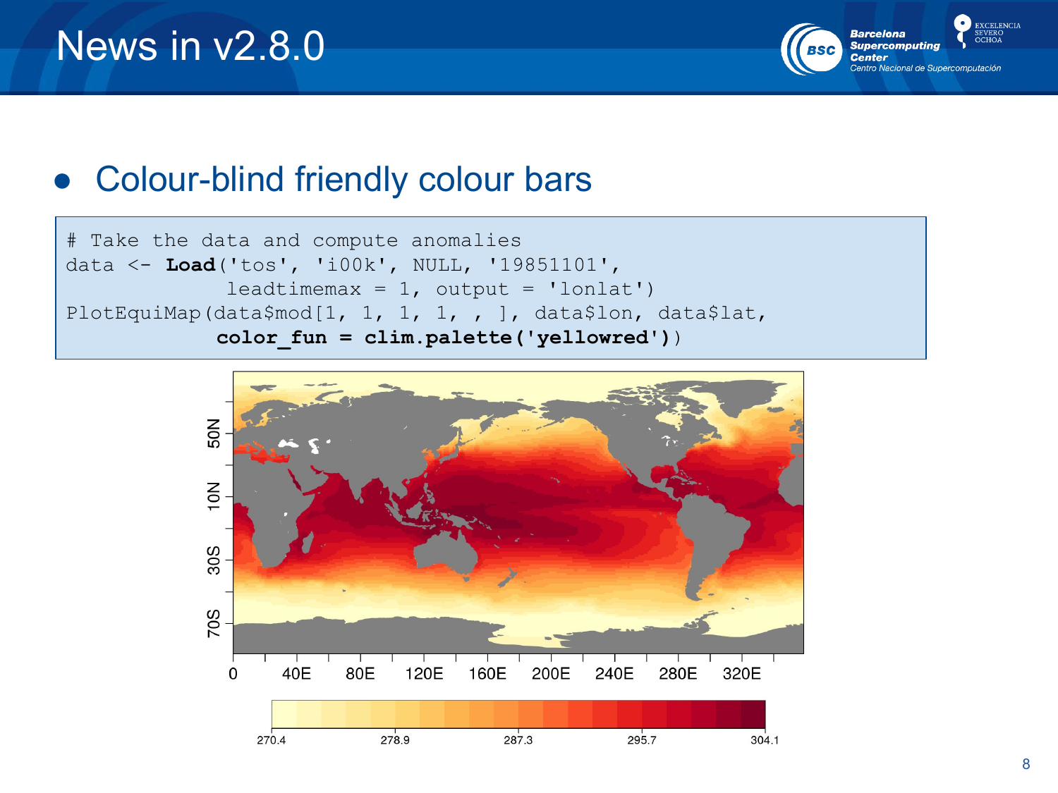# News in v2.8.0

- Colour-blind friendly colour bars

```
# Take the data and compute anomalies
data <- Load('tos', 'i00k', NULL, '19851101',
             leadtimemax = 1, output = 'lonlat')
PlotEquiMap(data$mod[1, 1, 1, 1, , ], data$lon, data$lat,
            color_fun = clim.palette('yellowred'))
```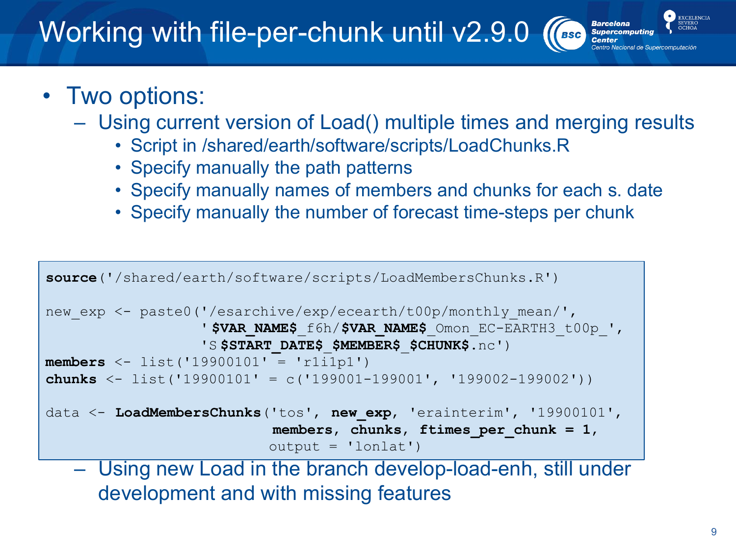# Working with file-per-chunk until v2.9.0

- Two options:
  - Using current version of Load() multiple times and merging results
    - Script in /shared/earth/software/scripts/LoadChunks.R
    - Specify manually the path patterns
    - Specify manually names of members and chunks for each s. date
    - Specify manually the number of forecast time-steps per chunk

```
source('/shared/earth/software/scripts/LoadMembersChunks.R')

new_exp <- paste0('/esarchive/exp/ecearth/t00p/monthly_mean/',
                  '$VAR_NAME$_f6h/$VAR_NAME$_Omon_EC-EARTH3_t00p_',
                  'S$START_DATE$_$MEMBER$_$CHUNK$.nc')
members <- list('19900101' = 'r1i1p1')
chunks <- list('19900101' = c('199001-199001', '199002-199002'))

data <- LoadMembersChunks('tos', new_exp, 'erainterim', '19900101',
                          members, chunks, ftimes_per_chunk = 1,
                          output = 'lonlat')
```

  - Using new Load in the branch develop-load-enh, still under development and with missing features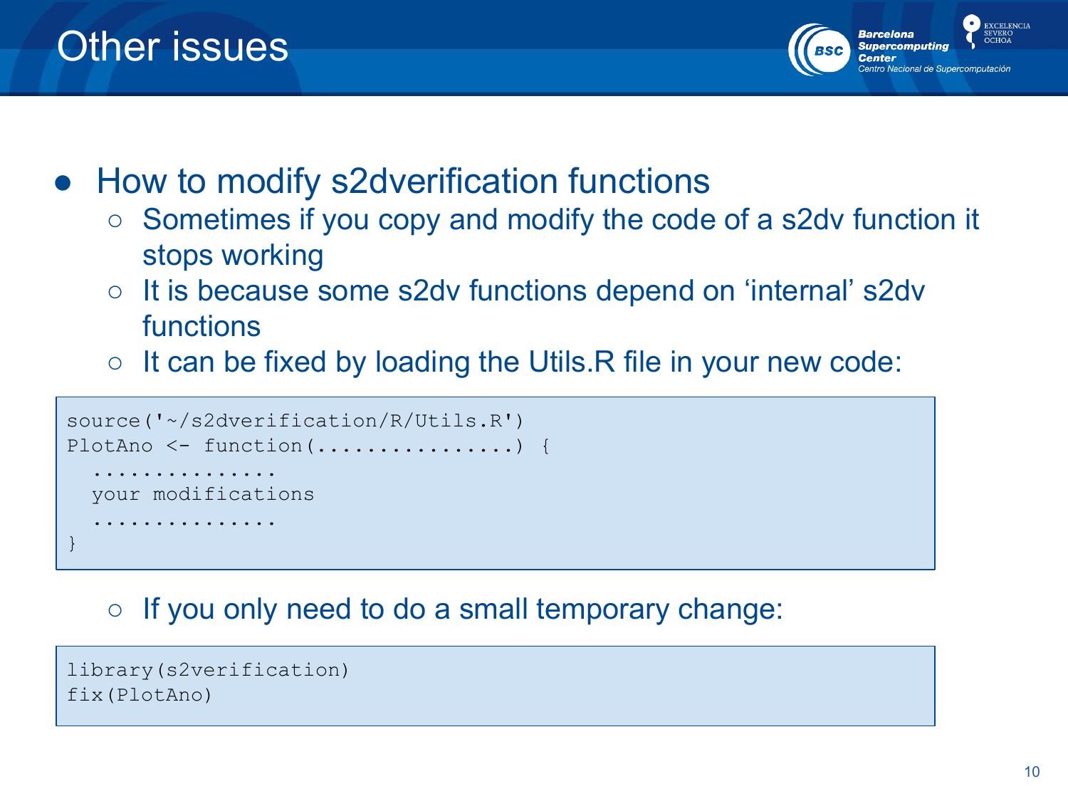# Other issues

- How to modify s2dverification functions
  - Sometimes if you copy and modify the code of a s2dv function it stops working
  - It is because some s2dv functions depend on 'internal' s2dv functions
  - It can be fixed by loading the Utils.R file in your new code:

```
source('~/s2dverification/R/Utils.R')
PlotAno <- function(................) {
  ...............
  your modifications
  ...............
}
```

  - If you only need to do a small temporary change:

```
library(s2verification)
fix(PlotAno)
```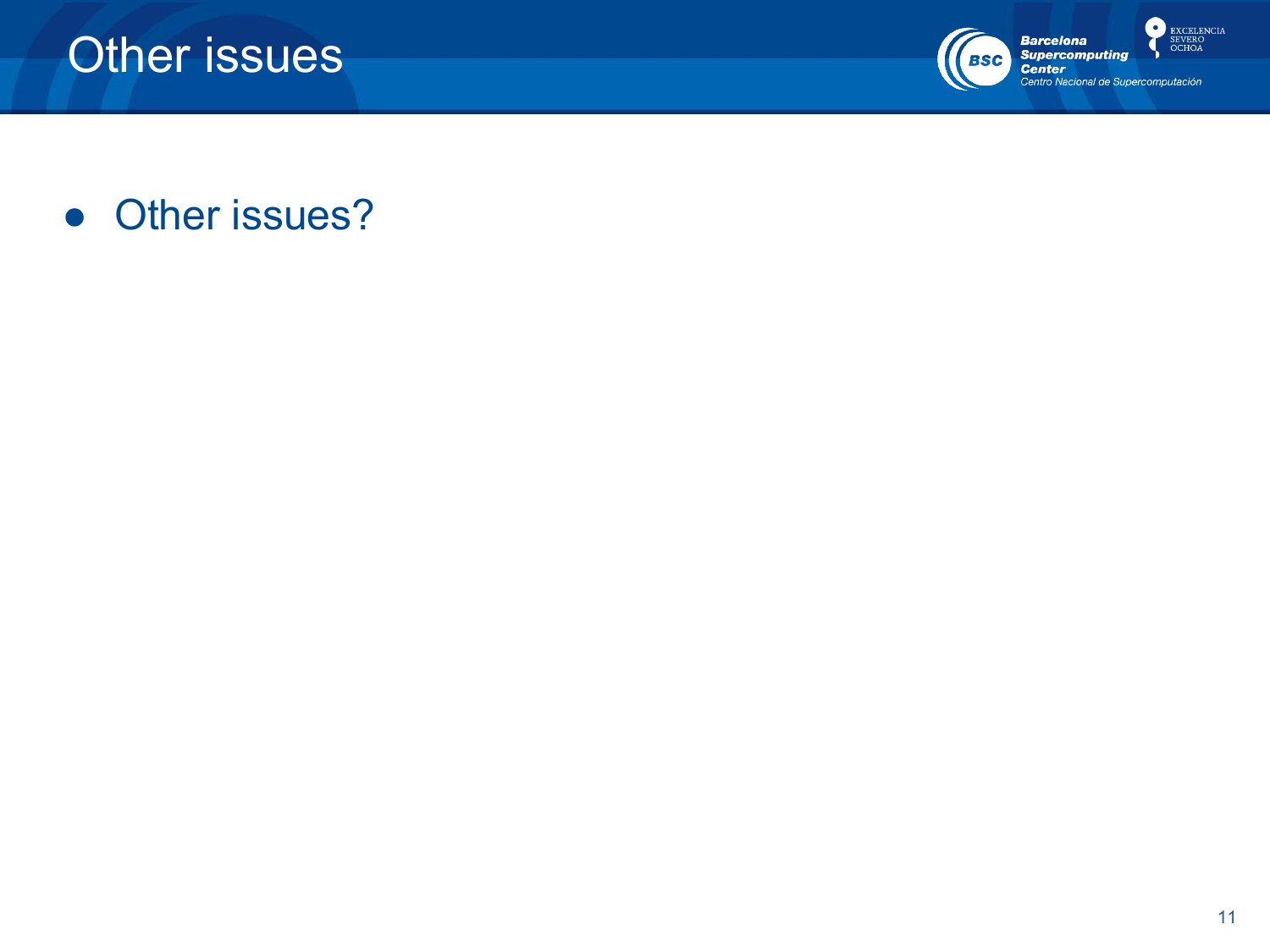# Other issues

- Other issues?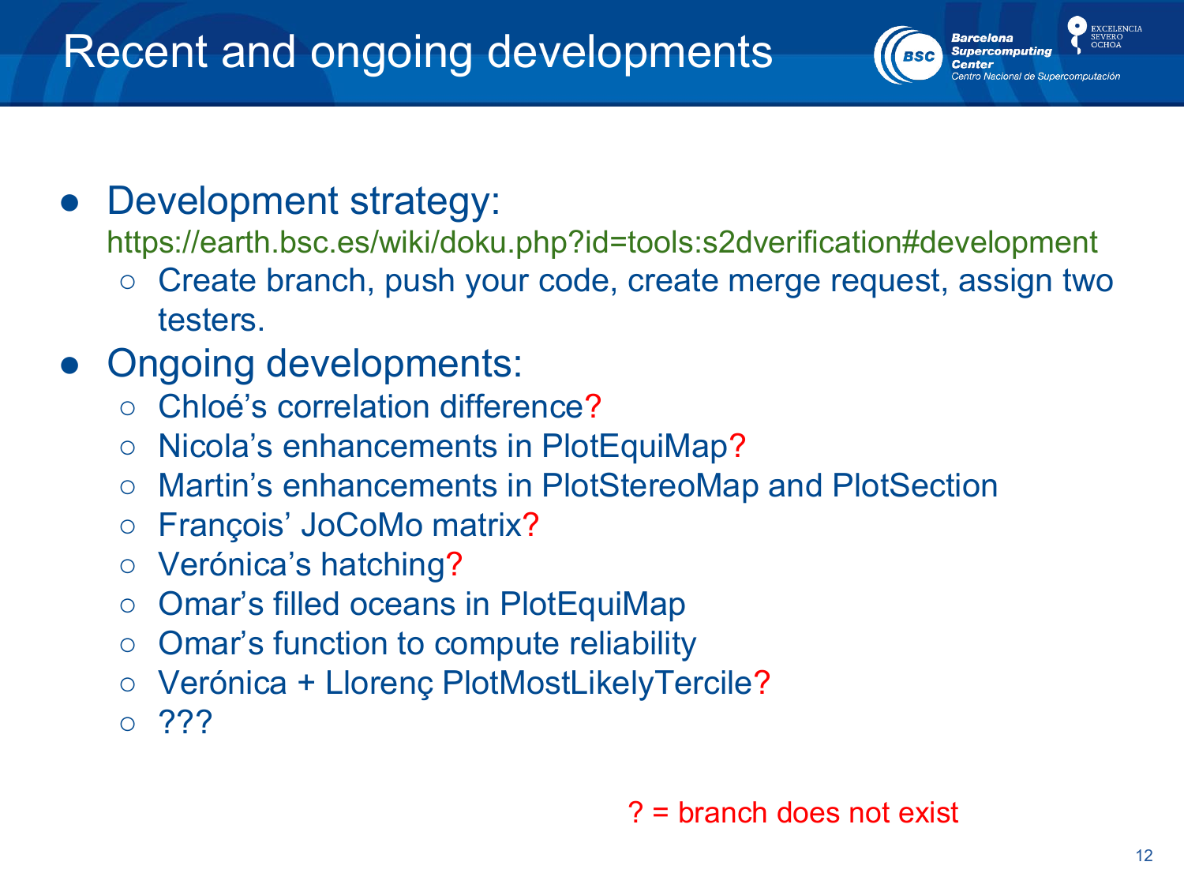# Recent and ongoing developments

- Development strategy:
  https://earth.bsc.es/wiki/doku.php?id=tools:s2dverification#development
  - Create branch, push your code, create merge request, assign two testers.
- Ongoing developments:
  - Chloé's correlation difference?
  - Nicola's enhancements in PlotEquiMap?
  - Martin's enhancements in PlotStereoMap and PlotSection
  - François' JoCoMo matrix?
  - Verónica's hatching?
  - Omar's filled oceans in PlotEquiMap
  - Omar's function to compute reliability
  - Verónica + Llorenç PlotMostLikelyTercile?
  - ???

? = branch does not exist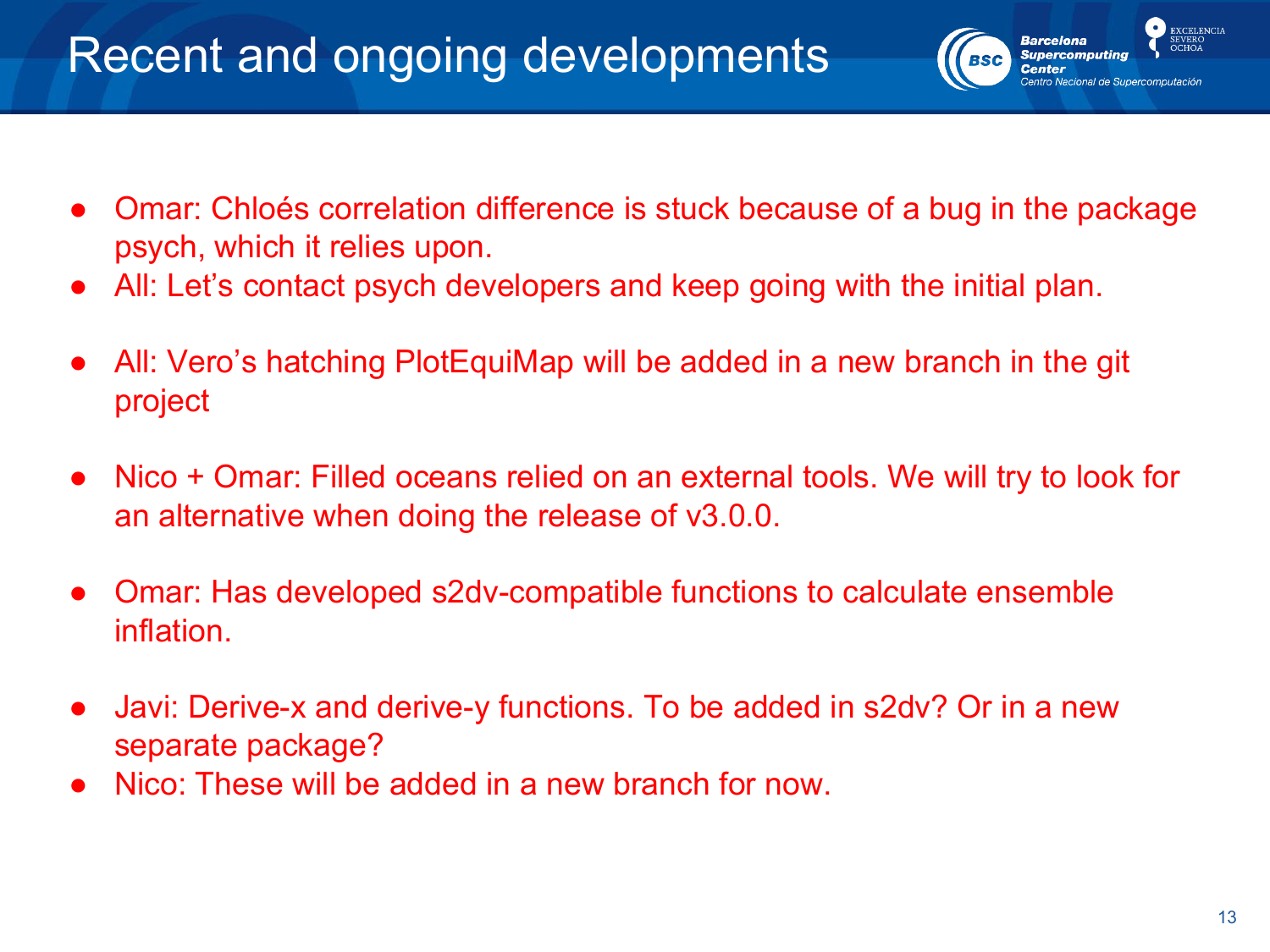# Recent and ongoing developments

- Omar: Chloés correlation difference is stuck because of a bug in the package psych, which it relies upon.
- All: Let's contact psych developers and keep going with the initial plan.

- All: Vero's hatching PlotEquiMap will be added in a new branch in the git project

- Nico + Omar: Filled oceans relied on an external tools. We will try to look for an alternative when doing the release of v3.0.0.

- Omar: Has developed s2dv-compatible functions to calculate ensemble inflation.

- Javi: Derive-x and derive-y functions. To be added in s2dv? Or in a new separate package?
- Nico: These will be added in a new branch for now.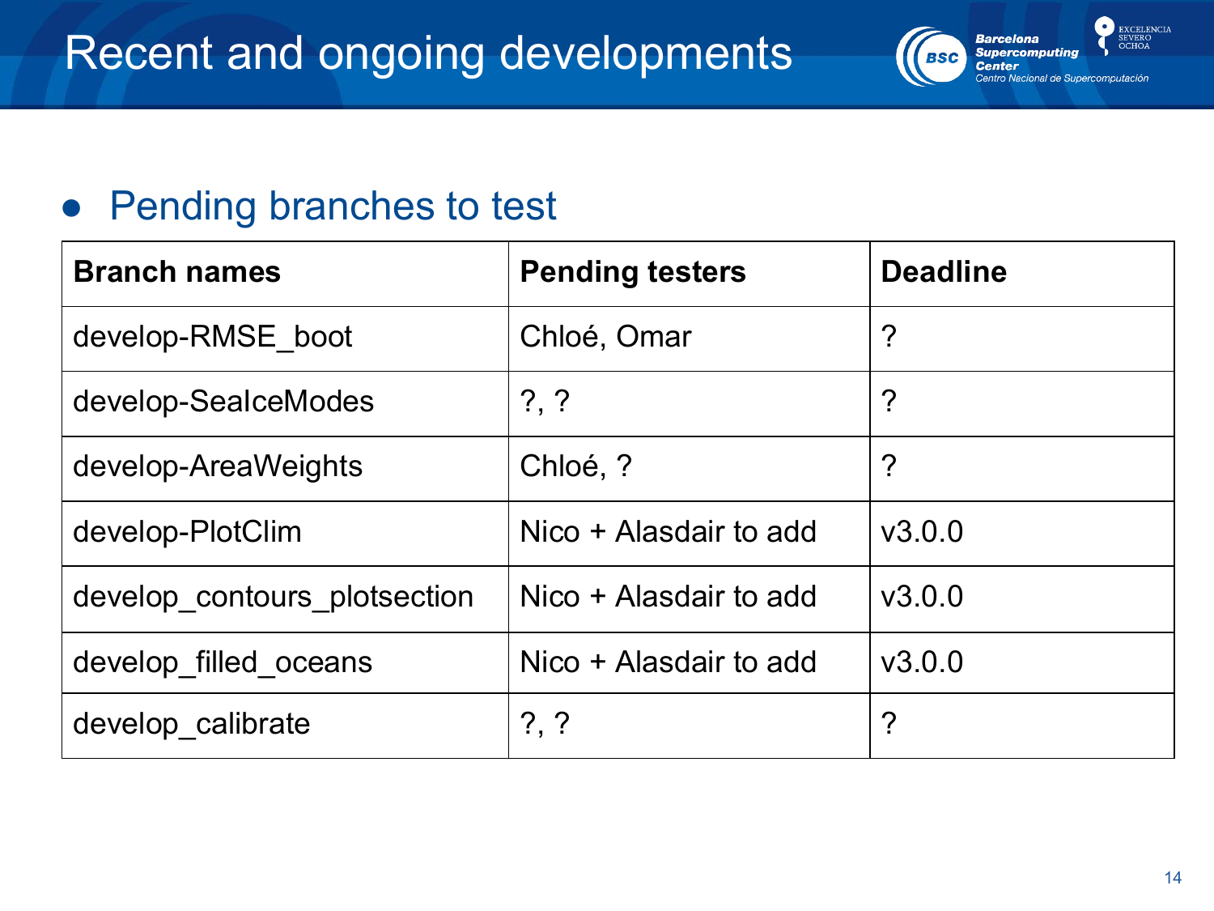# Recent and ongoing developments

- Pending branches to test

| Branch names | Pending testers | Deadline |
| --- | --- | --- |
| develop-RMSE_boot | Chloé, Omar | ? |
| develop-SeaIceModes | ?, ? | ? |
| develop-AreaWeights | Chloé, ? | ? |
| develop-PlotClim | Nico + Alasdair to add | v3.0.0 |
| develop_contours_plotsection | Nico + Alasdair to add | v3.0.0 |
| develop_filled_oceans | Nico + Alasdair to add | v3.0.0 |
| develop_calibrate | ?, ? | ? |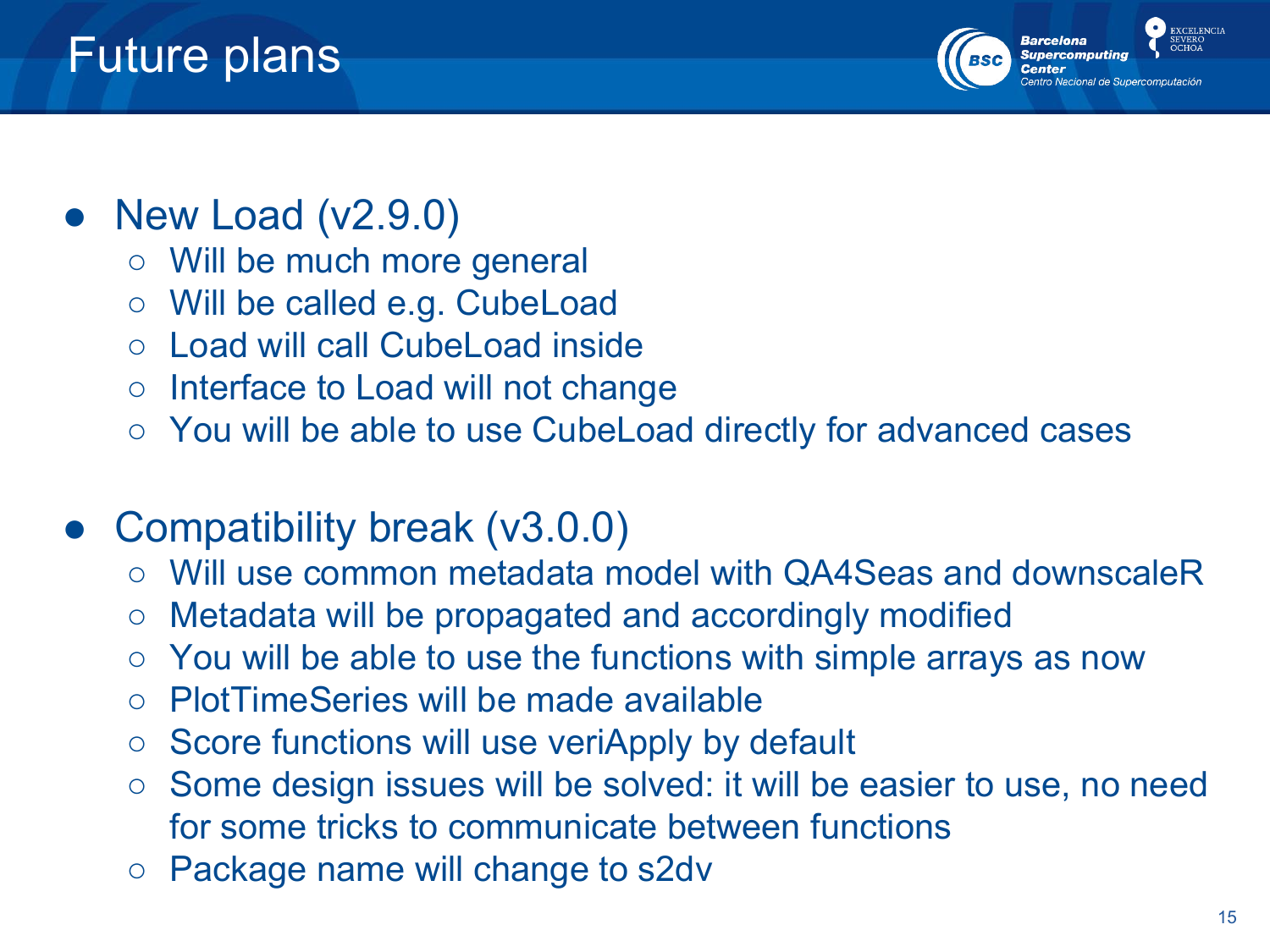# Future plans

- New Load (v2.9.0)
  - Will be much more general
  - Will be called e.g. CubeLoad
  - Load will call CubeLoad inside
  - Interface to Load will not change
  - You will be able to use CubeLoad directly for advanced cases
- Compatibility break (v3.0.0)
  - Will use common metadata model with QA4Seas and downscaleR
  - Metadata will be propagated and accordingly modified
  - You will be able to use the functions with simple arrays as now
  - PlotTimeSeries will be made available
  - Score functions will use veriApply by default
  - Some design issues will be solved: it will be easier to use, no need for some tricks to communicate between functions
  - Package name will change to s2dv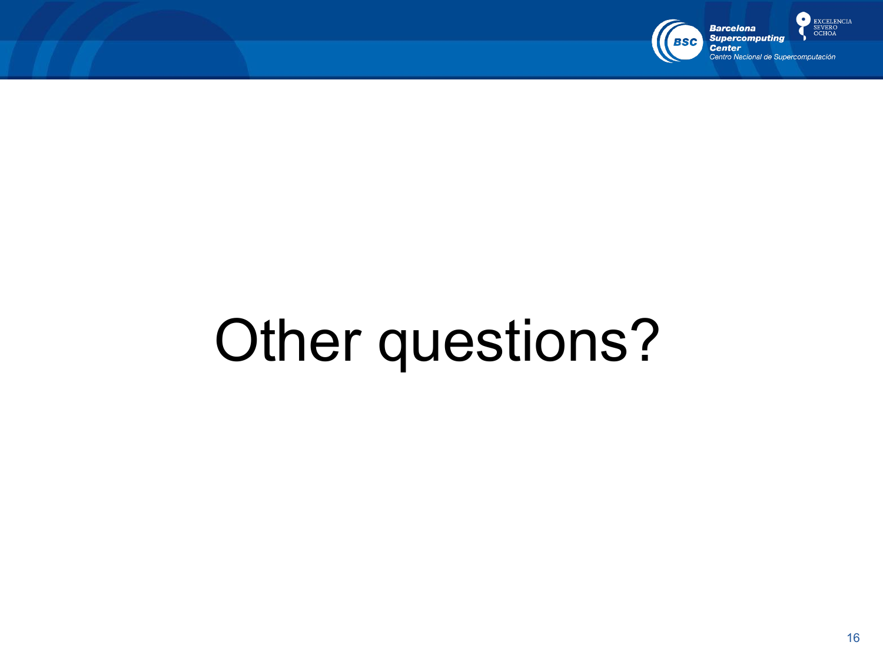# Other questions?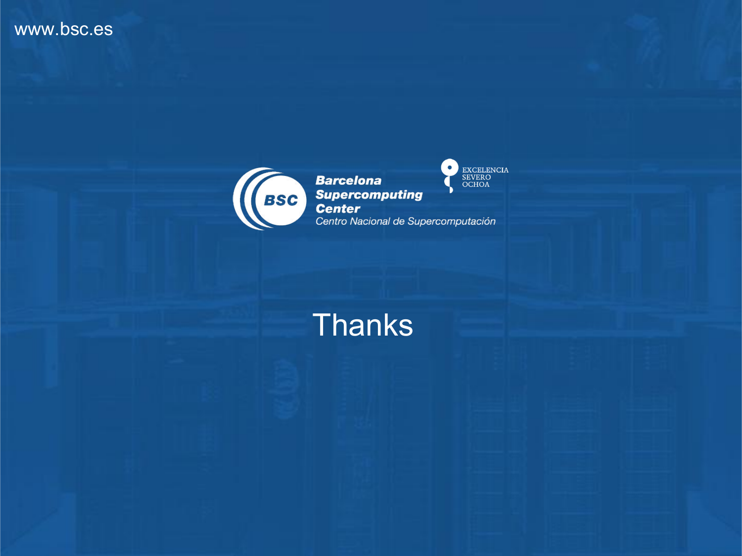www.bsc.es

Barcelona Supercomputing Center

Centro Nacional de Supercomputación

EXCELENCIA SEVERO OCHOA

# Thanks